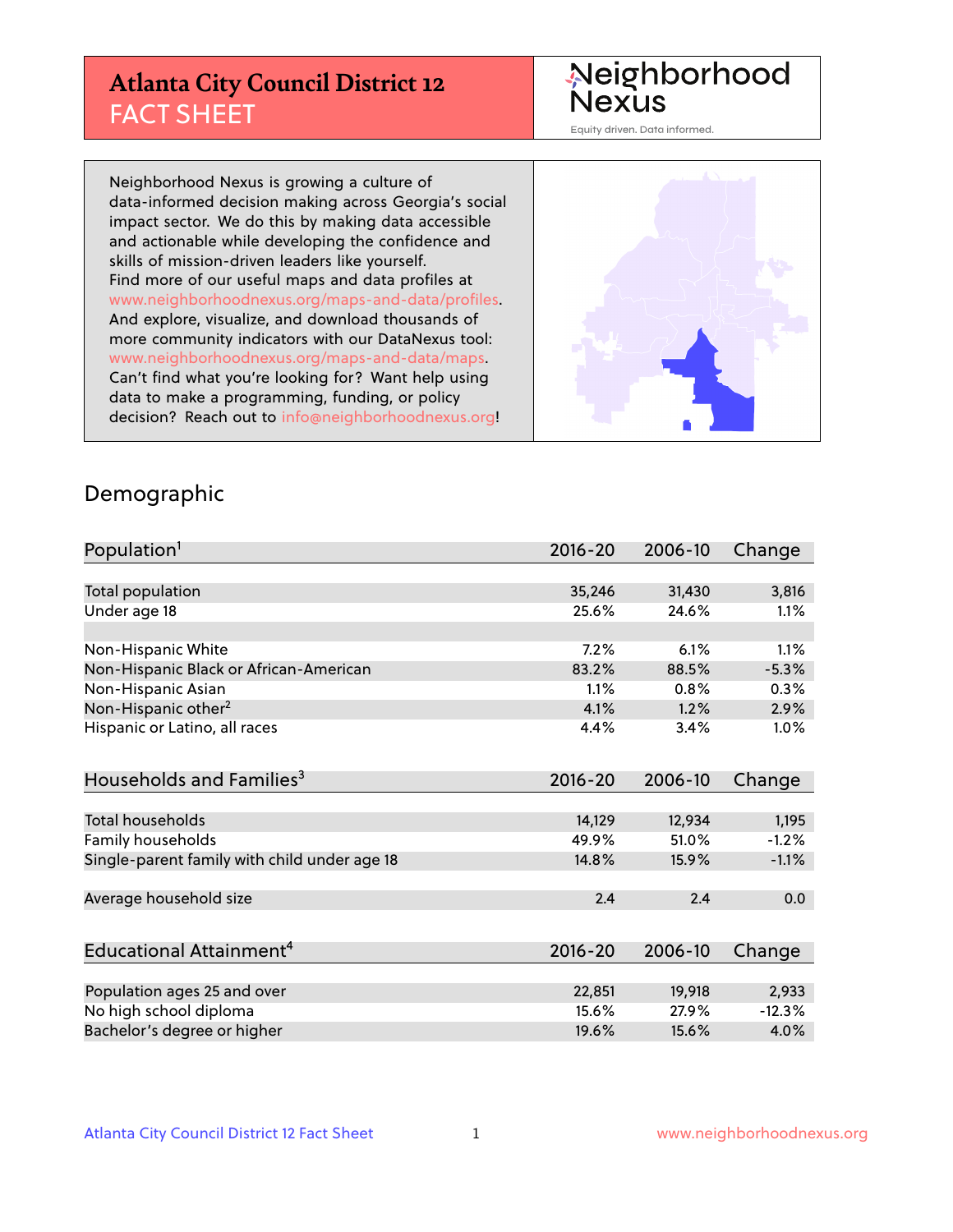# Atlanta City Council District 12
## FACT SHEET

Neighborhood Nexus

Equity driven. Data informed.

Neighborhood Nexus is growing a culture of data-informed decision making across Georgia's social impact sector. We do this by making data accessible and actionable while developing the confidence and skills of mission-driven leaders like yourself. Find more of our useful maps and data profiles at www.neighborhoodnexus.org/maps-and-data/profiles. And explore, visualize, and download thousands of more community indicators with our DataNexus tool: www.neighborhoodnexus.org/maps-and-data/maps. Can't find what you're looking for? Want help using data to make a programming, funding, or policy decision? Reach out to info@neighborhoodnexus.org!

## Demographic

| Population[1] | 2016-20 | 2006-10 | Change |
|---|---|---|---|
| Total population | 35,246 | 31,430 | 3,816 |
| Under age 18 | 25.6% | 24.6% | 1.1% |
| | | | |
| Non-Hispanic White | 7.2% | 6.1% | 1.1% |
| Non-Hispanic Black or African-American | 83.2% | 88.5% | -5.3% |
| Non-Hispanic Asian | 1.1% | 0.8% | 0.3% |
| Non-Hispanic other[2] | 4.1% | 1.2% | 2.9% |
| Hispanic or Latino, all races | 4.4% | 3.4% | 1.0% |

| Households and Families[3] | 2016-20 | 2006-10 | Change |
|---|---|---|---|
| Total households | 14,129 | 12,934 | 1,195 |
| Family households | 49.9% | 51.0% | -1.2% |
| Single-parent family with child under age 18 | 14.8% | 15.9% | -1.1% |
| | | | |
| Average household size | 2.4 | 2.4 | 0.0 |

| Educational Attainment[4] | 2016-20 | 2006-10 | Change |
|---|---|---|---|
| Population ages 25 and over | 22,851 | 19,918 | 2,933 |
| No high school diploma | 15.6% | 27.9% | -12.3% |
| Bachelor's degree or higher | 19.6% | 15.6% | 4.0% |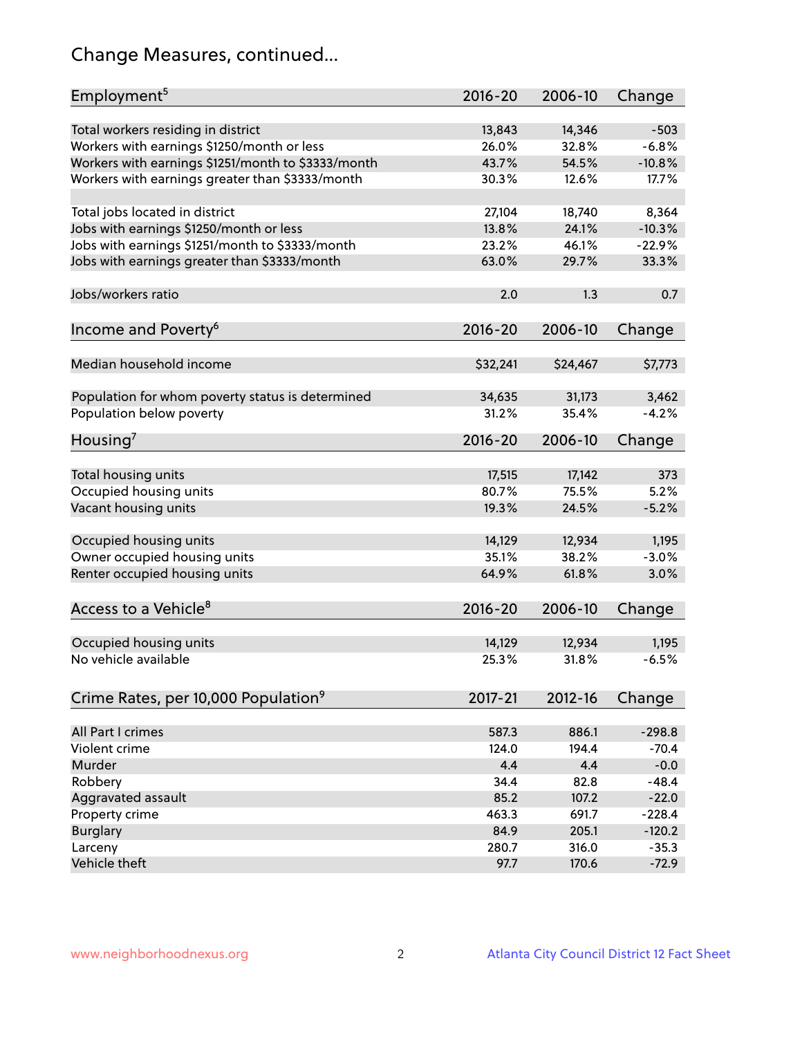# Change Measures, continued...

| Employment[5] | 2016-20 | 2006-10 | Change |
|---|---|---|---|
| Total workers residing in district | 13,843 | 14,346 | -503 |
| Workers with earnings $1250/month or less | 26.0% | 32.8% | -6.8% |
| Workers with earnings $1251/month to $3333/month | 43.7% | 54.5% | -10.8% |
| Workers with earnings greater than $3333/month | 30.3% | 12.6% | 17.7% |
| | | | |
| Total jobs located in district | 27,104 | 18,740 | 8,364 |
| Jobs with earnings $1250/month or less | 13.8% | 24.1% | -10.3% |
| Jobs with earnings $1251/month to $3333/month | 23.2% | 46.1% | -22.9% |
| Jobs with earnings greater than $3333/month | 63.0% | 29.7% | 33.3% |
| | | | |
| Jobs/workers ratio | 2.0 | 1.3 | 0.7 |

| Income and Poverty[6] | 2016-20 | 2006-10 | Change |
|---|---|---|---|
| Median household income | $32,241 | $24,467 | $7,773 |
| | | | |
| Population for whom poverty status is determined | 34,635 | 31,173 | 3,462 |
| Population below poverty | 31.2% | 35.4% | -4.2% |

| Housing[7] | 2016-20 | 2006-10 | Change |
|---|---|---|---|
| Total housing units | 17,515 | 17,142 | 373 |
| Occupied housing units | 80.7% | 75.5% | 5.2% |
| Vacant housing units | 19.3% | 24.5% | -5.2% |
| | | | |
| Occupied housing units | 14,129 | 12,934 | 1,195 |
| Owner occupied housing units | 35.1% | 38.2% | -3.0% |
| Renter occupied housing units | 64.9% | 61.8% | 3.0% |

| Access to a Vehicle[8] | 2016-20 | 2006-10 | Change |
|---|---|---|---|
| Occupied housing units | 14,129 | 12,934 | 1,195 |
| No vehicle available | 25.3% | 31.8% | -6.5% |

| Crime Rates, per 10,000 Population[9] | 2017-21 | 2012-16 | Change |
|---|---|---|---|
| All Part I crimes | 587.3 | 886.1 | -298.8 |
| Violent crime | 124.0 | 194.4 | -70.4 |
| Murder | 4.4 | 4.4 | -0.0 |
| Robbery | 34.4 | 82.8 | -48.4 |
| Aggravated assault | 85.2 | 107.2 | -22.0 |
| Property crime | 463.3 | 691.7 | -228.4 |
| Burglary | 84.9 | 205.1 | -120.2 |
| Larceny | 280.7 | 316.0 | -35.3 |
| Vehicle theft | 97.7 | 170.6 | -72.9 |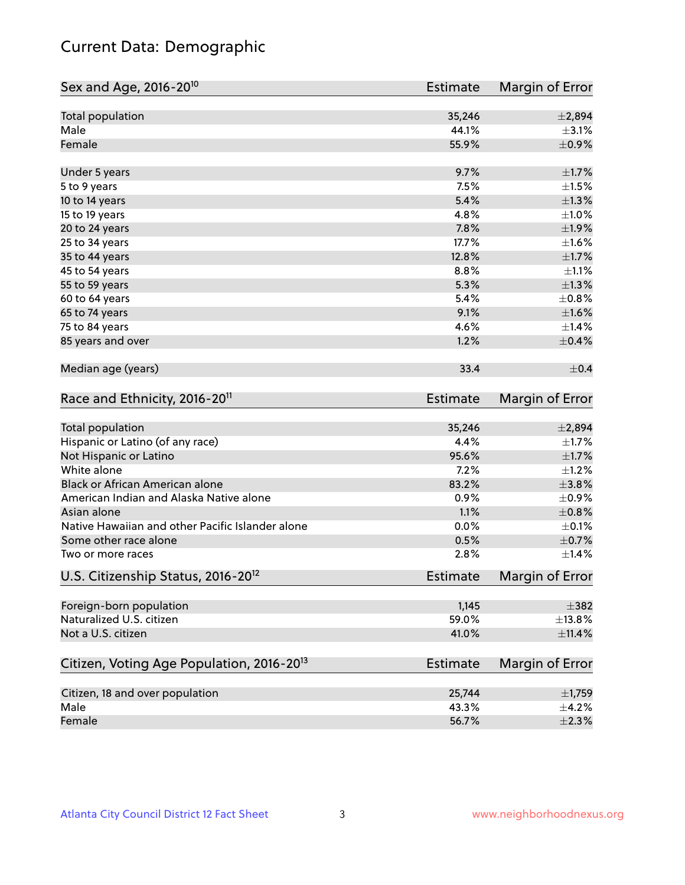# Current Data: Demographic

| Sex and Age, 2016-20[10] | Estimate | Margin of Error |
|---|---|---|
| Total population | 35,246 | ±2,894 |
| Male | 44.1% | ±3.1% |
| Female | 55.9% | ±0.9% |
| Under 5 years | 9.7% | ±1.7% |
| 5 to 9 years | 7.5% | ±1.5% |
| 10 to 14 years | 5.4% | ±1.3% |
| 15 to 19 years | 4.8% | ±1.0% |
| 20 to 24 years | 7.8% | ±1.9% |
| 25 to 34 years | 17.7% | ±1.6% |
| 35 to 44 years | 12.8% | ±1.7% |
| 45 to 54 years | 8.8% | ±1.1% |
| 55 to 59 years | 5.3% | ±1.3% |
| 60 to 64 years | 5.4% | ±0.8% |
| 65 to 74 years | 9.1% | ±1.6% |
| 75 to 84 years | 4.6% | ±1.4% |
| 85 years and over | 1.2% | ±0.4% |
| Median age (years) | 33.4 | ±0.4 |

| Race and Ethnicity, 2016-20[11] | Estimate | Margin of Error |
|---|---|---|
| Total population | 35,246 | ±2,894 |
| Hispanic or Latino (of any race) | 4.4% | ±1.7% |
| Not Hispanic or Latino | 95.6% | ±1.7% |
| White alone | 7.2% | ±1.2% |
| Black or African American alone | 83.2% | ±3.8% |
| American Indian and Alaska Native alone | 0.9% | ±0.9% |
| Asian alone | 1.1% | ±0.8% |
| Native Hawaiian and other Pacific Islander alone | 0.0% | ±0.1% |
| Some other race alone | 0.5% | ±0.7% |
| Two or more races | 2.8% | ±1.4% |

| U.S. Citizenship Status, 2016-20[12] | Estimate | Margin of Error |
|---|---|---|
| Foreign-born population | 1,145 | ±382 |
| Naturalized U.S. citizen | 59.0% | ±13.8% |
| Not a U.S. citizen | 41.0% | ±11.4% |

| Citizen, Voting Age Population, 2016-20[13] | Estimate | Margin of Error |
|---|---|---|
| Citizen, 18 and over population | 25,744 | ±1,759 |
| Male | 43.3% | ±4.2% |
| Female | 56.7% | ±2.3% |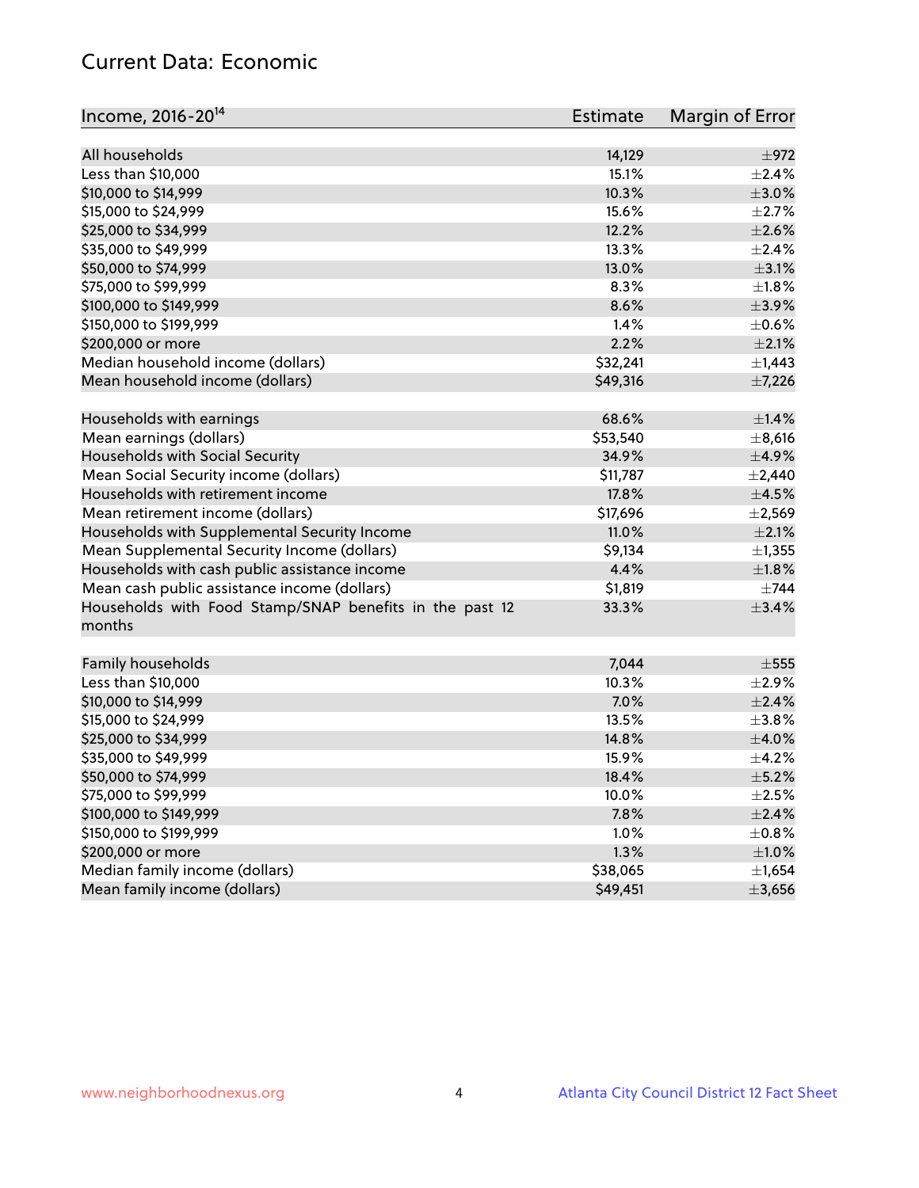## Current Data: Economic

| Income, 2016-20[14] | Estimate | Margin of Error |
|---|---|---|
| All households | 14,129 | ±972 |
| Less than $10,000 | 15.1% | ±2.4% |
| $10,000 to $14,999 | 10.3% | ±3.0% |
| $15,000 to $24,999 | 15.6% | ±2.7% |
| $25,000 to $34,999 | 12.2% | ±2.6% |
| $35,000 to $49,999 | 13.3% | ±2.4% |
| $50,000 to $74,999 | 13.0% | ±3.1% |
| $75,000 to $99,999 | 8.3% | ±1.8% |
| $100,000 to $149,999 | 8.6% | ±3.9% |
| $150,000 to $199,999 | 1.4% | ±0.6% |
| $200,000 or more | 2.2% | ±2.1% |
| Median household income (dollars) | $32,241 | ±1,443 |
| Mean household income (dollars) | $49,316 | ±7,226 |
| | | |
| Households with earnings | 68.6% | ±1.4% |
| Mean earnings (dollars) | $53,540 | ±8,616 |
| Households with Social Security | 34.9% | ±4.9% |
| Mean Social Security income (dollars) | $11,787 | ±2,440 |
| Households with retirement income | 17.8% | ±4.5% |
| Mean retirement income (dollars) | $17,696 | ±2,569 |
| Households with Supplemental Security Income | 11.0% | ±2.1% |
| Mean Supplemental Security Income (dollars) | $9,134 | ±1,355 |
| Households with cash public assistance income | 4.4% | ±1.8% |
| Mean cash public assistance income (dollars) | $1,819 | ±744 |
| Households with Food Stamp/SNAP benefits in the past 12 months | 33.3% | ±3.4% |
| | | |
| Family households | 7,044 | ±555 |
| Less than $10,000 | 10.3% | ±2.9% |
| $10,000 to $14,999 | 7.0% | ±2.4% |
| $15,000 to $24,999 | 13.5% | ±3.8% |
| $25,000 to $34,999 | 14.8% | ±4.0% |
| $35,000 to $49,999 | 15.9% | ±4.2% |
| $50,000 to $74,999 | 18.4% | ±5.2% |
| $75,000 to $99,999 | 10.0% | ±2.5% |
| $100,000 to $149,999 | 7.8% | ±2.4% |
| $150,000 to $199,999 | 1.0% | ±0.8% |
| $200,000 or more | 1.3% | ±1.0% |
| Median family income (dollars) | $38,065 | ±1,654 |
| Mean family income (dollars) | $49,451 | ±3,656 |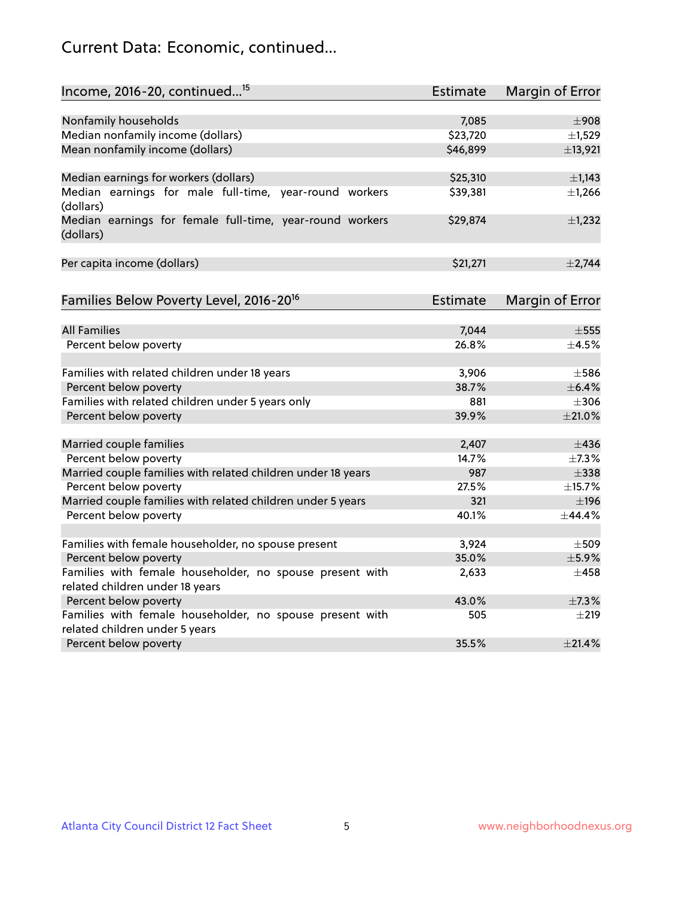# Current Data: Economic, continued...

| Income, 2016-20, continued...[15] | Estimate | Margin of Error |
|---|---|---|
| Nonfamily households | 7,085 | ±908 |
| Median nonfamily income (dollars) | $23,720 | ±1,529 |
| Mean nonfamily income (dollars) | $46,899 | ±13,921 |
| | | |
| Median earnings for workers (dollars) | $25,310 | ±1,143 |
| Median earnings for male full-time, year-round workers (dollars) | $39,381 | ±1,266 |
| Median earnings for female full-time, year-round workers (dollars) | $29,874 | ±1,232 |
| | | |
| Per capita income (dollars) | $21,271 | ±2,744 |

| Families Below Poverty Level, 2016-20[16] | Estimate | Margin of Error |
|---|---|---|
| All Families | 7,044 | ±555 |
| Percent below poverty | 26.8% | ±4.5% |
| | | |
| Families with related children under 18 years | 3,906 | ±586 |
| Percent below poverty | 38.7% | ±6.4% |
| Families with related children under 5 years only | 881 | ±306 |
| Percent below poverty | 39.9% | ±21.0% |
| | | |
| Married couple families | 2,407 | ±436 |
| Percent below poverty | 14.7% | ±7.3% |
| Married couple families with related children under 18 years | 987 | ±338 |
| Percent below poverty | 27.5% | ±15.7% |
| Married couple families with related children under 5 years | 321 | ±196 |
| Percent below poverty | 40.1% | ±44.4% |
| | | |
| Families with female householder, no spouse present | 3,924 | ±509 |
| Percent below poverty | 35.0% | ±5.9% |
| Families with female householder, no spouse present with related children under 18 years | 2,633 | ±458 |
| Percent below poverty | 43.0% | ±7.3% |
| Families with female householder, no spouse present with related children under 5 years | 505 | ±219 |
| Percent below poverty | 35.5% | ±21.4% |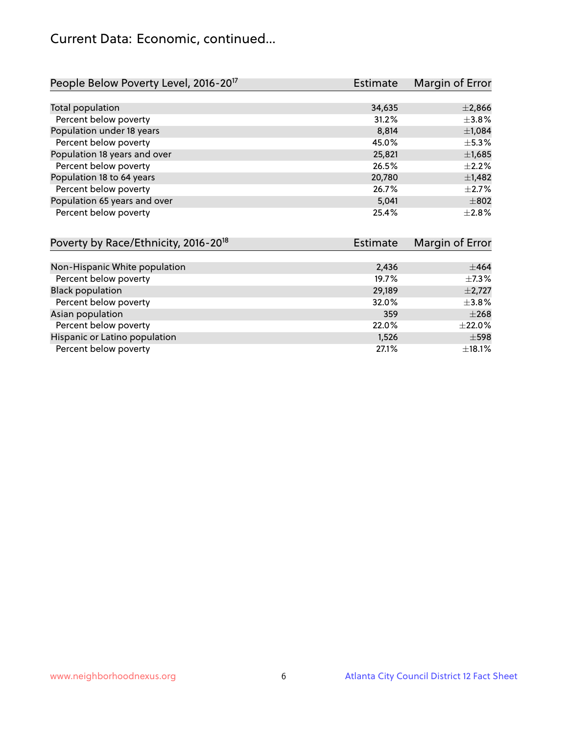# Current Data: Economic, continued...

| People Below Poverty Level, 2016-20[17] | Estimate | Margin of Error |
|---|---|---|
| Total population | 34,635 | ±2,866 |
| Percent below poverty | 31.2% | ±3.8% |
| Population under 18 years | 8,814 | ±1,084 |
| Percent below poverty | 45.0% | ±5.3% |
| Population 18 years and over | 25,821 | ±1,685 |
| Percent below poverty | 26.5% | ±2.2% |
| Population 18 to 64 years | 20,780 | ±1,482 |
| Percent below poverty | 26.7% | ±2.7% |
| Population 65 years and over | 5,041 | ±802 |
| Percent below poverty | 25.4% | ±2.8% |

| Poverty by Race/Ethnicity, 2016-20[18] | Estimate | Margin of Error |
|---|---|---|
| Non-Hispanic White population | 2,436 | ±464 |
| Percent below poverty | 19.7% | ±7.3% |
| Black population | 29,189 | ±2,727 |
| Percent below poverty | 32.0% | ±3.8% |
| Asian population | 359 | ±268 |
| Percent below poverty | 22.0% | ±22.0% |
| Hispanic or Latino population | 1,526 | ±598 |
| Percent below poverty | 27.1% | ±18.1% |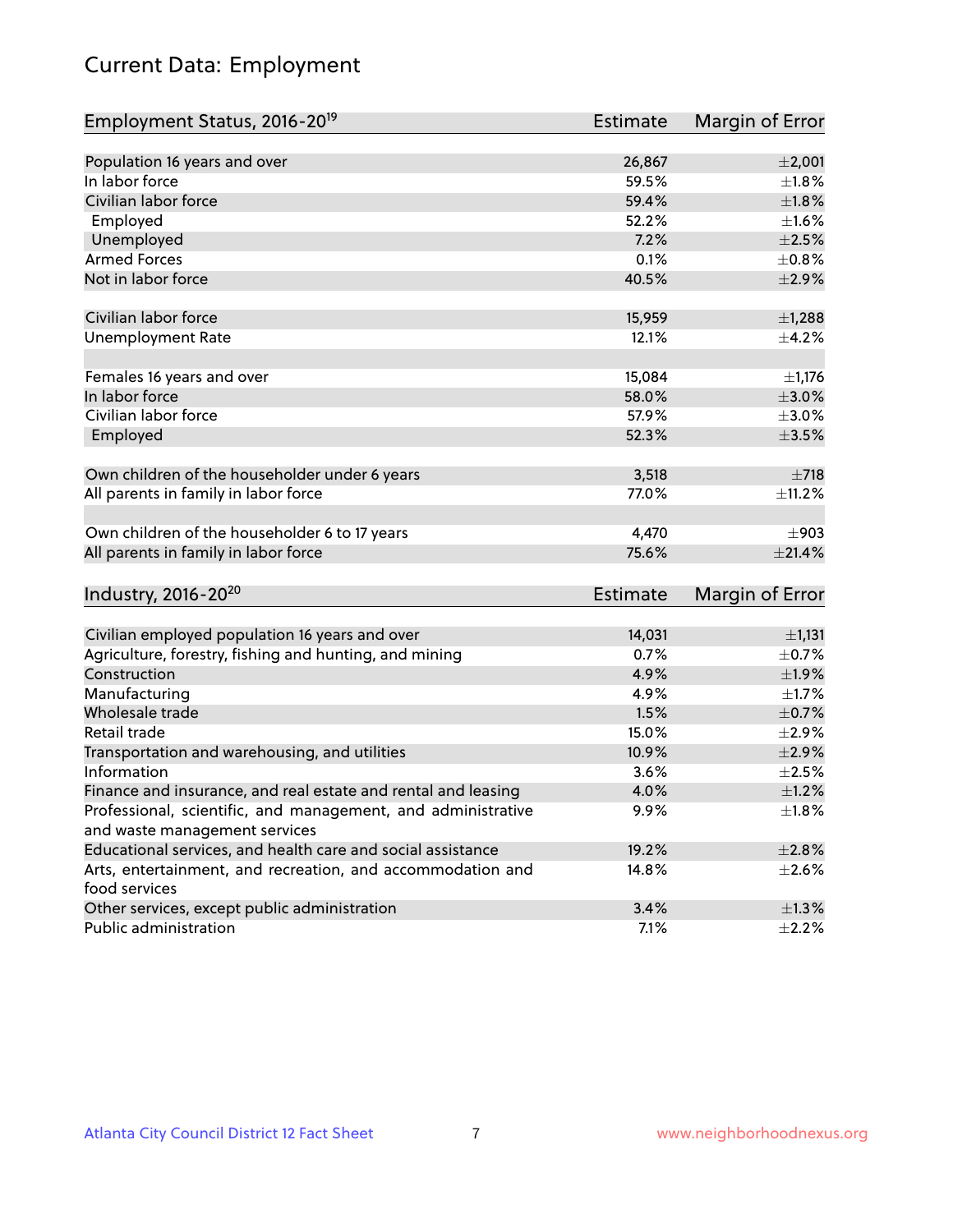# Current Data: Employment

| Employment Status, 2016-20[19] | Estimate | Margin of Error |
|---|---|---|
| Population 16 years and over | 26,867 | ±2,001 |
| In labor force | 59.5% | ±1.8% |
| Civilian labor force | 59.4% | ±1.8% |
| Employed | 52.2% | ±1.6% |
| Unemployed | 7.2% | ±2.5% |
| Armed Forces | 0.1% | ±0.8% |
| Not in labor force | 40.5% | ±2.9% |
| | | |
| Civilian labor force | 15,959 | ±1,288 |
| Unemployment Rate | 12.1% | ±4.2% |
| | | |
| Females 16 years and over | 15,084 | ±1,176 |
| In labor force | 58.0% | ±3.0% |
| Civilian labor force | 57.9% | ±3.0% |
| Employed | 52.3% | ±3.5% |
| | | |
| Own children of the householder under 6 years | 3,518 | ±718 |
| All parents in family in labor force | 77.0% | ±11.2% |
| | | |
| Own children of the householder 6 to 17 years | 4,470 | ±903 |
| All parents in family in labor force | 75.6% | ±21.4% |

| Industry, 2016-20[20] | Estimate | Margin of Error |
|---|---|---|
| Civilian employed population 16 years and over | 14,031 | ±1,131 |
| Agriculture, forestry, fishing and hunting, and mining | 0.7% | ±0.7% |
| Construction | 4.9% | ±1.9% |
| Manufacturing | 4.9% | ±1.7% |
| Wholesale trade | 1.5% | ±0.7% |
| Retail trade | 15.0% | ±2.9% |
| Transportation and warehousing, and utilities | 10.9% | ±2.9% |
| Information | 3.6% | ±2.5% |
| Finance and insurance, and real estate and rental and leasing | 4.0% | ±1.2% |
| Professional, scientific, and management, and administrative and waste management services | 9.9% | ±1.8% |
| Educational services, and health care and social assistance | 19.2% | ±2.8% |
| Arts, entertainment, and recreation, and accommodation and food services | 14.8% | ±2.6% |
| Other services, except public administration | 3.4% | ±1.3% |
| Public administration | 7.1% | ±2.2% |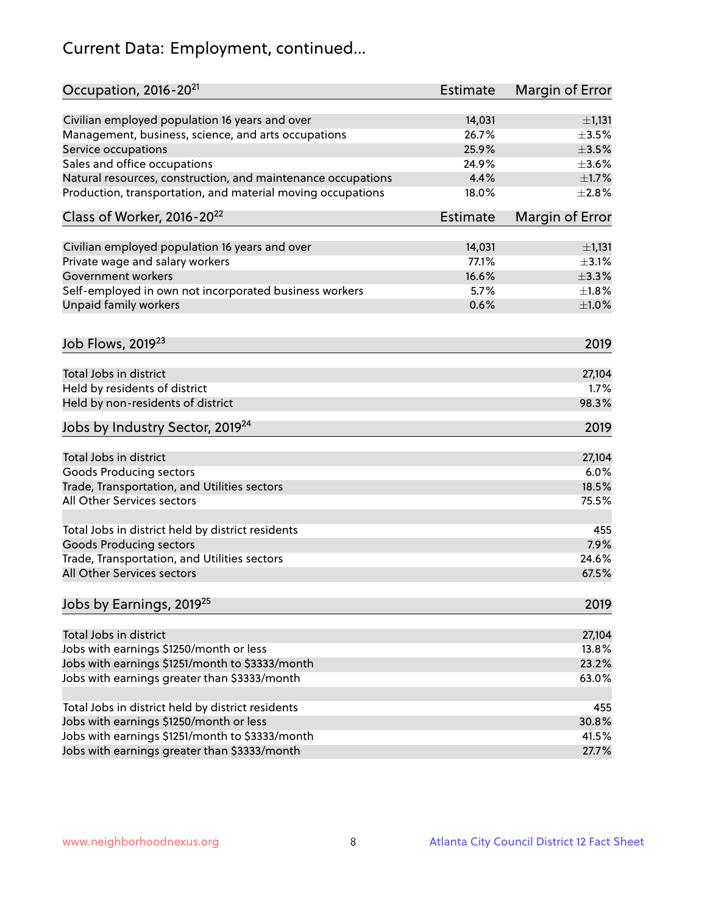# Current Data: Employment, continued...

| Occupation, 2016-20[21] | Estimate | Margin of Error |
|---|---|---|
| Civilian employed population 16 years and over | 14,031 | ±1,131 |
| Management, business, science, and arts occupations | 26.7% | ±3.5% |
| Service occupations | 25.9% | ±3.5% |
| Sales and office occupations | 24.9% | ±3.6% |
| Natural resources, construction, and maintenance occupations | 4.4% | ±1.7% |
| Production, transportation, and material moving occupations | 18.0% | ±2.8% |

| Class of Worker, 2016-20[22] | Estimate | Margin of Error |
|---|---|---|
| Civilian employed population 16 years and over | 14,031 | ±1,131 |
| Private wage and salary workers | 77.1% | ±3.1% |
| Government workers | 16.6% | ±3.3% |
| Self-employed in own not incorporated business workers | 5.7% | ±1.8% |
| Unpaid family workers | 0.6% | ±1.0% |

| Job Flows, 2019[23] | 2019 |
|---|---|
| Total Jobs in district | 27,104 |
| Held by residents of district | 1.7% |
| Held by non-residents of district | 98.3% |

| Jobs by Industry Sector, 2019[24] | 2019 |
|---|---|
| Total Jobs in district | 27,104 |
| Goods Producing sectors | 6.0% |
| Trade, Transportation, and Utilities sectors | 18.5% |
| All Other Services sectors | 75.5% |
| | |
| Total Jobs in district held by district residents | 455 |
| Goods Producing sectors | 7.9% |
| Trade, Transportation, and Utilities sectors | 24.6% |
| All Other Services sectors | 67.5% |

| Jobs by Earnings, 2019[25] | 2019 |
|---|---|
| Total Jobs in district | 27,104 |
| Jobs with earnings $1250/month or less | 13.8% |
| Jobs with earnings $1251/month to $3333/month | 23.2% |
| Jobs with earnings greater than $3333/month | 63.0% |
| | |
| Total Jobs in district held by district residents | 455 |
| Jobs with earnings $1250/month or less | 30.8% |
| Jobs with earnings $1251/month to $3333/month | 41.5% |
| Jobs with earnings greater than $3333/month | 27.7% |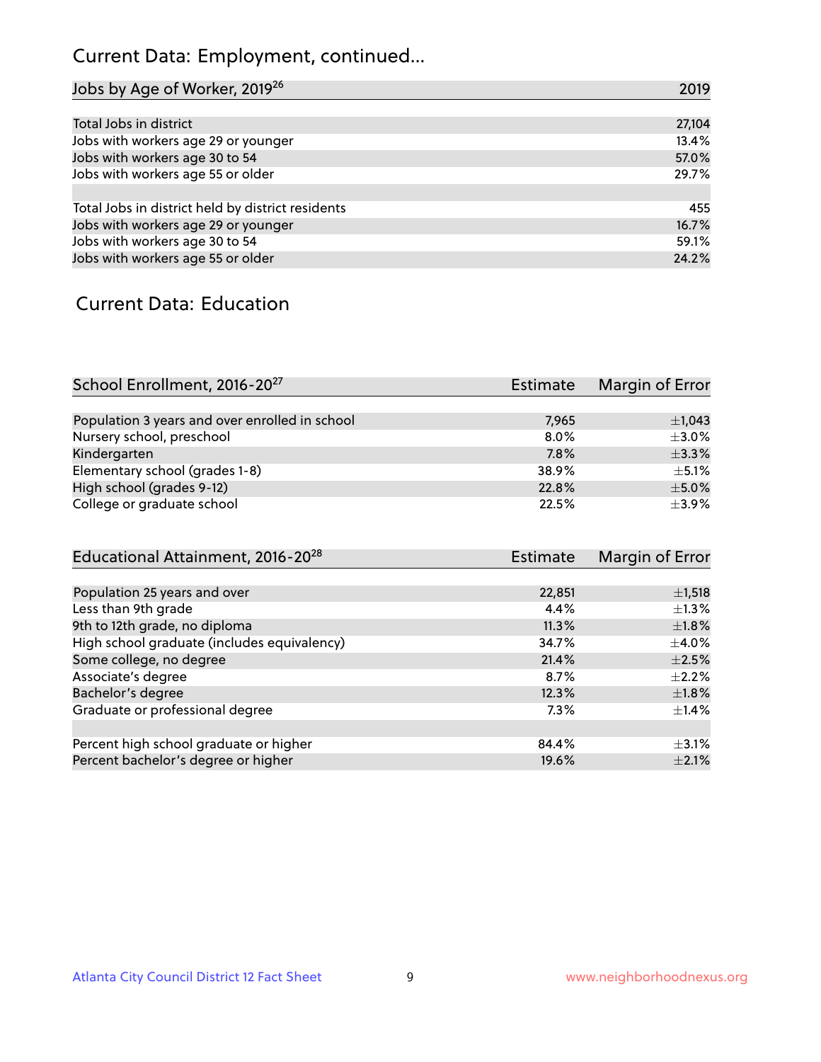## Current Data: Employment, continued...

| Jobs by Age of Worker, 2019[26] | 2019 |
|---|---|
| Total Jobs in district | 27,104 |
| Jobs with workers age 29 or younger | 13.4% |
| Jobs with workers age 30 to 54 | 57.0% |
| Jobs with workers age 55 or older | 29.7% |
| | |
| Total Jobs in district held by district residents | 455 |
| Jobs with workers age 29 or younger | 16.7% |
| Jobs with workers age 30 to 54 | 59.1% |
| Jobs with workers age 55 or older | 24.2% |

## Current Data: Education

| School Enrollment, 2016-20[27] | Estimate | Margin of Error |
|---|---|---|
| Population 3 years and over enrolled in school | 7,965 | ±1,043 |
| Nursery school, preschool | 8.0% | ±3.0% |
| Kindergarten | 7.8% | ±3.3% |
| Elementary school (grades 1-8) | 38.9% | ±5.1% |
| High school (grades 9-12) | 22.8% | ±5.0% |
| College or graduate school | 22.5% | ±3.9% |

| Educational Attainment, 2016-20[28] | Estimate | Margin of Error |
|---|---|---|
| Population 25 years and over | 22,851 | ±1,518 |
| Less than 9th grade | 4.4% | ±1.3% |
| 9th to 12th grade, no diploma | 11.3% | ±1.8% |
| High school graduate (includes equivalency) | 34.7% | ±4.0% |
| Some college, no degree | 21.4% | ±2.5% |
| Associate's degree | 8.7% | ±2.2% |
| Bachelor's degree | 12.3% | ±1.8% |
| Graduate or professional degree | 7.3% | ±1.4% |
| | | |
| Percent high school graduate or higher | 84.4% | ±3.1% |
| Percent bachelor's degree or higher | 19.6% | ±2.1% |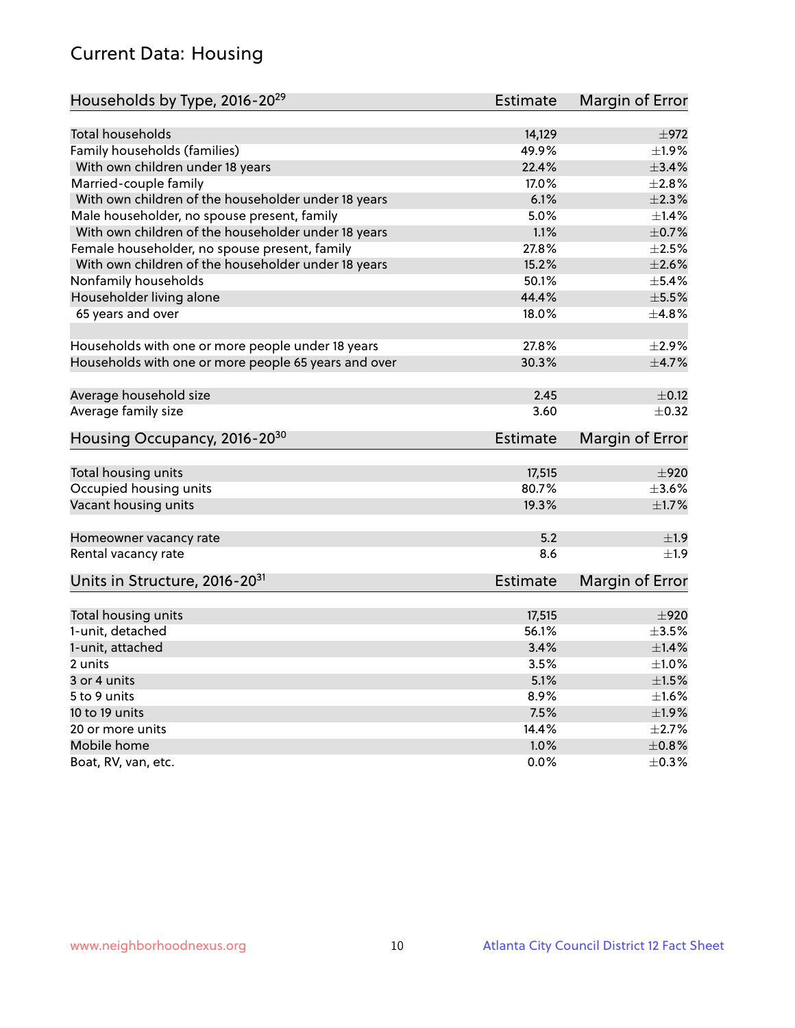# Current Data: Housing

| Households by Type, 2016-20[29] | Estimate | Margin of Error |
|---|---|---|
| Total households | 14,129 | ±972 |
| Family households (families) | 49.9% | ±1.9% |
| With own children under 18 years | 22.4% | ±3.4% |
| Married-couple family | 17.0% | ±2.8% |
| With own children of the householder under 18 years | 6.1% | ±2.3% |
| Male householder, no spouse present, family | 5.0% | ±1.4% |
| With own children of the householder under 18 years | 1.1% | ±0.7% |
| Female householder, no spouse present, family | 27.8% | ±2.5% |
| With own children of the householder under 18 years | 15.2% | ±2.6% |
| Nonfamily households | 50.1% | ±5.4% |
| Householder living alone | 44.4% | ±5.5% |
| 65 years and over | 18.0% | ±4.8% |
| | | |
| Households with one or more people under 18 years | 27.8% | ±2.9% |
| Households with one or more people 65 years and over | 30.3% | ±4.7% |
| | | |
| Average household size | 2.45 | ±0.12 |
| Average family size | 3.60 | ±0.32 |

| Housing Occupancy, 2016-20[30] | Estimate | Margin of Error |
|---|---|---|
| Total housing units | 17,515 | ±920 |
| Occupied housing units | 80.7% | ±3.6% |
| Vacant housing units | 19.3% | ±1.7% |
| | | |
| Homeowner vacancy rate | 5.2 | ±1.9 |
| Rental vacancy rate | 8.6 | ±1.9 |

| Units in Structure, 2016-20[31] | Estimate | Margin of Error |
|---|---|---|
| Total housing units | 17,515 | ±920 |
| 1-unit, detached | 56.1% | ±3.5% |
| 1-unit, attached | 3.4% | ±1.4% |
| 2 units | 3.5% | ±1.0% |
| 3 or 4 units | 5.1% | ±1.5% |
| 5 to 9 units | 8.9% | ±1.6% |
| 10 to 19 units | 7.5% | ±1.9% |
| 20 or more units | 14.4% | ±2.7% |
| Mobile home | 1.0% | ±0.8% |
| Boat, RV, van, etc. | 0.0% | ±0.3% |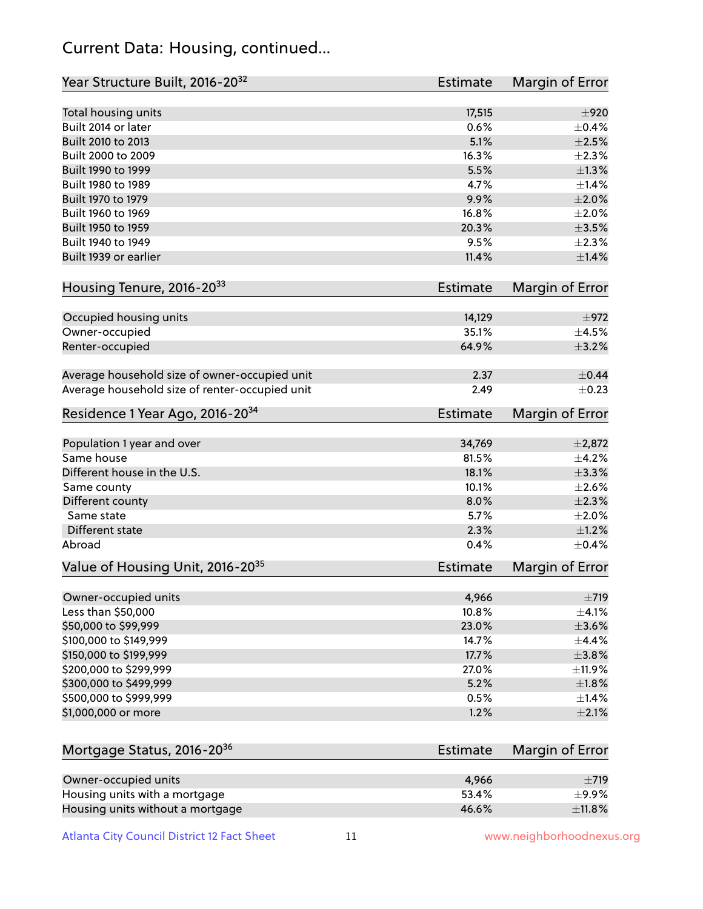# Current Data: Housing, continued...

| Year Structure Built, 2016-20[32] | Estimate | Margin of Error |
|---|---|---|
| Total housing units | 17,515 | ±920 |
| Built 2014 or later | 0.6% | ±0.4% |
| Built 2010 to 2013 | 5.1% | ±2.5% |
| Built 2000 to 2009 | 16.3% | ±2.3% |
| Built 1990 to 1999 | 5.5% | ±1.3% |
| Built 1980 to 1989 | 4.7% | ±1.4% |
| Built 1970 to 1979 | 9.9% | ±2.0% |
| Built 1960 to 1969 | 16.8% | ±2.0% |
| Built 1950 to 1959 | 20.3% | ±3.5% |
| Built 1940 to 1949 | 9.5% | ±2.3% |
| Built 1939 or earlier | 11.4% | ±1.4% |

| Housing Tenure, 2016-20[33] | Estimate | Margin of Error |
|---|---|---|
| Occupied housing units | 14,129 | ±972 |
| Owner-occupied | 35.1% | ±4.5% |
| Renter-occupied | 64.9% | ±3.2% |
| Average household size of owner-occupied unit | 2.37 | ±0.44 |
| Average household size of renter-occupied unit | 2.49 | ±0.23 |

| Residence 1 Year Ago, 2016-20[34] | Estimate | Margin of Error |
|---|---|---|
| Population 1 year and over | 34,769 | ±2,872 |
| Same house | 81.5% | ±4.2% |
| Different house in the U.S. | 18.1% | ±3.3% |
| Same county | 10.1% | ±2.6% |
| Different county | 8.0% | ±2.3% |
| Same state | 5.7% | ±2.0% |
| Different state | 2.3% | ±1.2% |
| Abroad | 0.4% | ±0.4% |

| Value of Housing Unit, 2016-20[35] | Estimate | Margin of Error |
|---|---|---|
| Owner-occupied units | 4,966 | ±719 |
| Less than $50,000 | 10.8% | ±4.1% |
| $50,000 to $99,999 | 23.0% | ±3.6% |
| $100,000 to $149,999 | 14.7% | ±4.4% |
| $150,000 to $199,999 | 17.7% | ±3.8% |
| $200,000 to $299,999 | 27.0% | ±11.9% |
| $300,000 to $499,999 | 5.2% | ±1.8% |
| $500,000 to $999,999 | 0.5% | ±1.4% |
| $1,000,000 or more | 1.2% | ±2.1% |

| Mortgage Status, 2016-20[36] | Estimate | Margin of Error |
|---|---|---|
| Owner-occupied units | 4,966 | ±719 |
| Housing units with a mortgage | 53.4% | ±9.9% |
| Housing units without a mortgage | 46.6% | ±11.8% |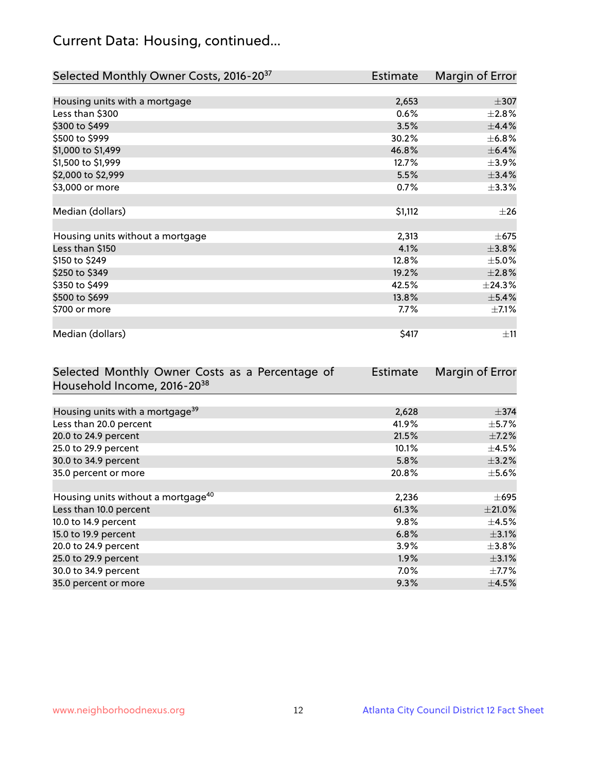## Current Data: Housing, continued...

| Selected Monthly Owner Costs, 2016-20[37] | Estimate | Margin of Error |
|---|---|---|
| Housing units with a mortgage | 2,653 | ±307 |
| Less than $300 | 0.6% | ±2.8% |
| $300 to $499 | 3.5% | ±4.4% |
| $500 to $999 | 30.2% | ±6.8% |
| $1,000 to $1,499 | 46.8% | ±6.4% |
| $1,500 to $1,999 | 12.7% | ±3.9% |
| $2,000 to $2,999 | 5.5% | ±3.4% |
| $3,000 or more | 0.7% | ±3.3% |
| | | |
| Median (dollars) | $1,112 | ±26 |
| | | |
| Housing units without a mortgage | 2,313 | ±675 |
| Less than $150 | 4.1% | ±3.8% |
| $150 to $249 | 12.8% | ±5.0% |
| $250 to $349 | 19.2% | ±2.8% |
| $350 to $499 | 42.5% | ±24.3% |
| $500 to $699 | 13.8% | ±5.4% |
| $700 or more | 7.7% | ±7.1% |
| | | |
| Median (dollars) | $417 | ±11 |

| Selected Monthly Owner Costs as a Percentage of Household Income, 2016-20[38] | Estimate | Margin of Error |
|---|---|---|
| Housing units with a mortgage[39] | 2,628 | ±374 |
| Less than 20.0 percent | 41.9% | ±5.7% |
| 20.0 to 24.9 percent | 21.5% | ±7.2% |
| 25.0 to 29.9 percent | 10.1% | ±4.5% |
| 30.0 to 34.9 percent | 5.8% | ±3.2% |
| 35.0 percent or more | 20.8% | ±5.6% |
| | | |
| Housing units without a mortgage[40] | 2,236 | ±695 |
| Less than 10.0 percent | 61.3% | ±21.0% |
| 10.0 to 14.9 percent | 9.8% | ±4.5% |
| 15.0 to 19.9 percent | 6.8% | ±3.1% |
| 20.0 to 24.9 percent | 3.9% | ±3.8% |
| 25.0 to 29.9 percent | 1.9% | ±3.1% |
| 30.0 to 34.9 percent | 7.0% | ±7.7% |
| 35.0 percent or more | 9.3% | ±4.5% |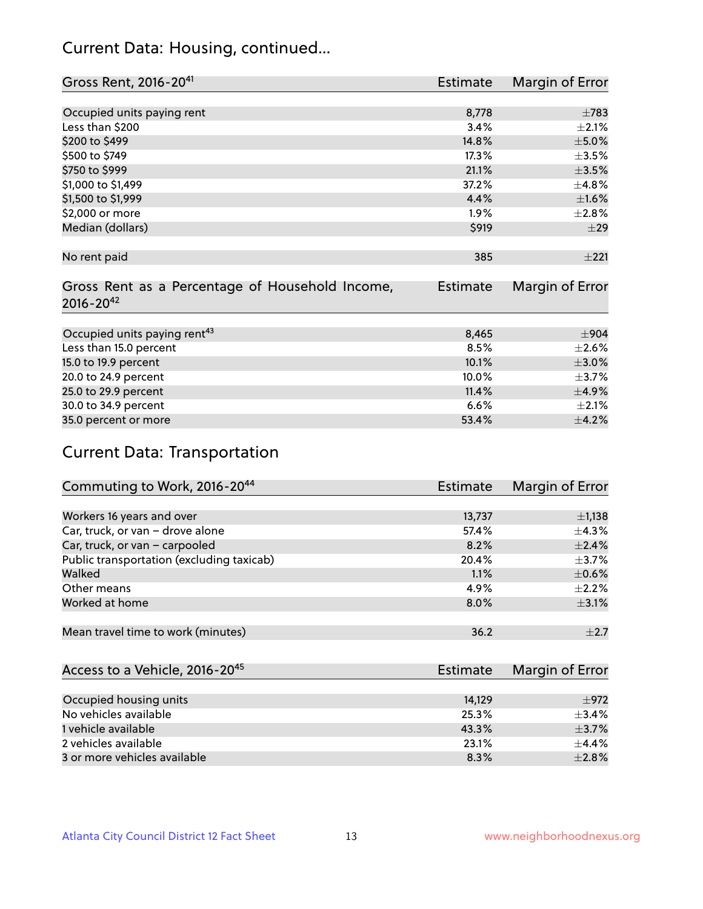## Current Data: Housing, continued...

| Gross Rent, 2016-20[41] | Estimate | Margin of Error |
|---|---|---|
| Occupied units paying rent | 8,778 | ±783 |
| Less than $200 | 3.4% | ±2.1% |
| $200 to $499 | 14.8% | ±5.0% |
| $500 to $749 | 17.3% | ±3.5% |
| $750 to $999 | 21.1% | ±3.5% |
| $1,000 to $1,499 | 37.2% | ±4.8% |
| $1,500 to $1,999 | 4.4% | ±1.6% |
| $2,000 or more | 1.9% | ±2.8% |
| Median (dollars) | $919 | ±29 |
| No rent paid | 385 | ±221 |

| Gross Rent as a Percentage of Household Income, 2016-20[42] | Estimate | Margin of Error |
|---|---|---|
| Occupied units paying rent[43] | 8,465 | ±904 |
| Less than 15.0 percent | 8.5% | ±2.6% |
| 15.0 to 19.9 percent | 10.1% | ±3.0% |
| 20.0 to 24.9 percent | 10.0% | ±3.7% |
| 25.0 to 29.9 percent | 11.4% | ±4.9% |
| 30.0 to 34.9 percent | 6.6% | ±2.1% |
| 35.0 percent or more | 53.4% | ±4.2% |

## Current Data: Transportation

| Commuting to Work, 2016-20[44] | Estimate | Margin of Error |
|---|---|---|
| Workers 16 years and over | 13,737 | ±1,138 |
| Car, truck, or van – drove alone | 57.4% | ±4.3% |
| Car, truck, or van – carpooled | 8.2% | ±2.4% |
| Public transportation (excluding taxicab) | 20.4% | ±3.7% |
| Walked | 1.1% | ±0.6% |
| Other means | 4.9% | ±2.2% |
| Worked at home | 8.0% | ±3.1% |
| Mean travel time to work (minutes) | 36.2 | ±2.7 |

| Access to a Vehicle, 2016-20[45] | Estimate | Margin of Error |
|---|---|---|
| Occupied housing units | 14,129 | ±972 |
| No vehicles available | 25.3% | ±3.4% |
| 1 vehicle available | 43.3% | ±3.7% |
| 2 vehicles available | 23.1% | ±4.4% |
| 3 or more vehicles available | 8.3% | ±2.8% |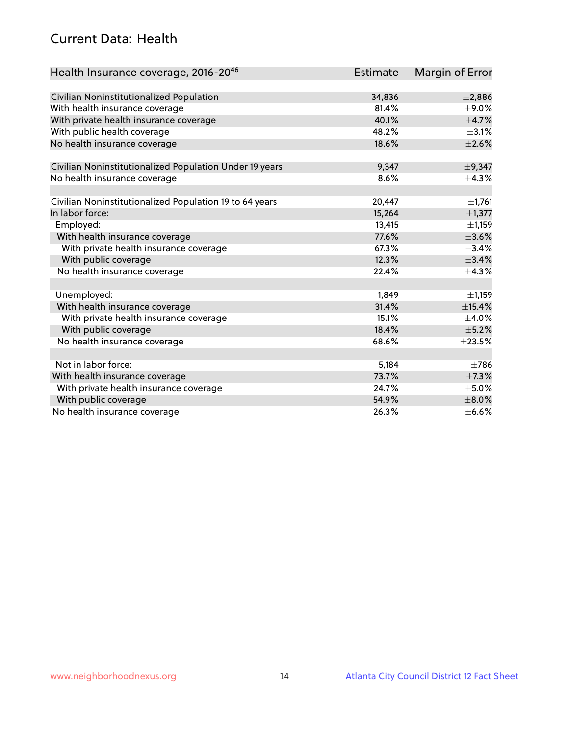## Current Data: Health

| Health Insurance coverage, 2016-20[46] | Estimate | Margin of Error |
|---|---|---|
| Civilian Noninstitutionalized Population | 34,836 | ±2,886 |
| With health insurance coverage | 81.4% | ±9.0% |
| With private health insurance coverage | 40.1% | ±4.7% |
| With public health coverage | 48.2% | ±3.1% |
| No health insurance coverage | 18.6% | ±2.6% |
| | | |
| Civilian Noninstitutionalized Population Under 19 years | 9,347 | ±9,347 |
| No health insurance coverage | 8.6% | ±4.3% |
| | | |
| Civilian Noninstitutionalized Population 19 to 64 years | 20,447 | ±1,761 |
| In labor force: | 15,264 | ±1,377 |
| Employed: | 13,415 | ±1,159 |
| With health insurance coverage | 77.6% | ±3.6% |
| With private health insurance coverage | 67.3% | ±3.4% |
| With public coverage | 12.3% | ±3.4% |
| No health insurance coverage | 22.4% | ±4.3% |
| | | |
| Unemployed: | 1,849 | ±1,159 |
| With health insurance coverage | 31.4% | ±15.4% |
| With private health insurance coverage | 15.1% | ±4.0% |
| With public coverage | 18.4% | ±5.2% |
| No health insurance coverage | 68.6% | ±23.5% |
| | | |
| Not in labor force: | 5,184 | ±786 |
| With health insurance coverage | 73.7% | ±7.3% |
| With private health insurance coverage | 24.7% | ±5.0% |
| With public coverage | 54.9% | ±8.0% |
| No health insurance coverage | 26.3% | ±6.6% |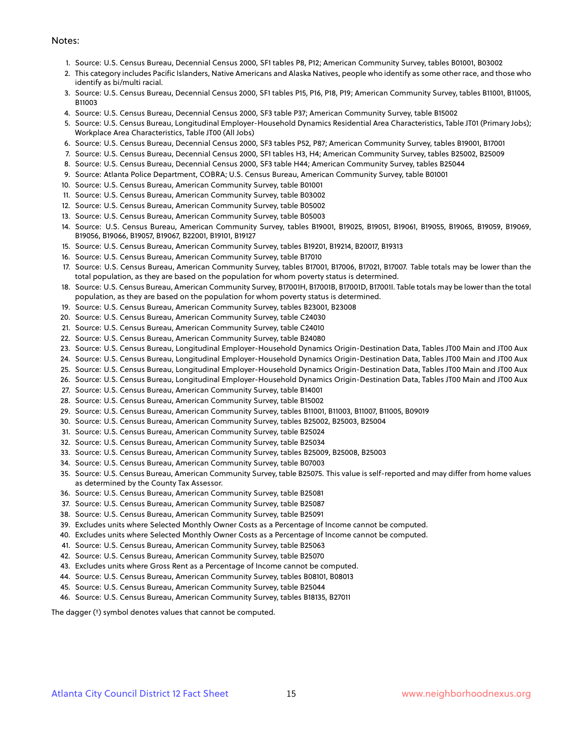Notes:

1. Source: U.S. Census Bureau, Decennial Census 2000, SF1 tables P8, P12; American Community Survey, tables B01001, B03002
2. This category includes Pacific Islanders, Native Americans and Alaska Natives, people who identify as some other race, and those who identify as bi/multi racial.
3. Source: U.S. Census Bureau, Decennial Census 2000, SF1 tables P15, P16, P18, P19; American Community Survey, tables B11001, B11005, B11003
4. Source: U.S. Census Bureau, Decennial Census 2000, SF3 table P37; American Community Survey, table B15002
5. Source: U.S. Census Bureau, Longitudinal Employer-Household Dynamics Residential Area Characteristics, Table JT01 (Primary Jobs); Workplace Area Characteristics, Table JT00 (All Jobs)
6. Source: U.S. Census Bureau, Decennial Census 2000, SF3 tables P52, P87; American Community Survey, tables B19001, B17001
7. Source: U.S. Census Bureau, Decennial Census 2000, SF1 tables H3, H4; American Community Survey, tables B25002, B25009
8. Source: U.S. Census Bureau, Decennial Census 2000, SF3 table H44; American Community Survey, tables B25044
9. Source: Atlanta Police Department, COBRA; U.S. Census Bureau, American Community Survey, table B01001
10. Source: U.S. Census Bureau, American Community Survey, table B01001
11. Source: U.S. Census Bureau, American Community Survey, table B03002
12. Source: U.S. Census Bureau, American Community Survey, table B05002
13. Source: U.S. Census Bureau, American Community Survey, table B05003
14. Source: U.S. Census Bureau, American Community Survey, tables B19001, B19025, B19051, B19061, B19055, B19065, B19059, B19069, B19056, B19066, B19057, B19067, B22001, B19101, B19127
15. Source: U.S. Census Bureau, American Community Survey, tables B19201, B19214, B20017, B19313
16. Source: U.S. Census Bureau, American Community Survey, table B17010
17. Source: U.S. Census Bureau, American Community Survey, tables B17001, B17006, B17021, B17007. Table totals may be lower than the total population, as they are based on the population for whom poverty status is determined.
18. Source: U.S. Census Bureau, American Community Survey, B17001H, B17001B, B17001D, B17001I. Table totals may be lower than the total population, as they are based on the population for whom poverty status is determined.
19. Source: U.S. Census Bureau, American Community Survey, tables B23001, B23008
20. Source: U.S. Census Bureau, American Community Survey, table C24030
21. Source: U.S. Census Bureau, American Community Survey, table C24010
22. Source: U.S. Census Bureau, American Community Survey, table B24080
23. Source: U.S. Census Bureau, Longitudinal Employer-Household Dynamics Origin-Destination Data, Tables JT00 Main and JT00 Aux
24. Source: U.S. Census Bureau, Longitudinal Employer-Household Dynamics Origin-Destination Data, Tables JT00 Main and JT00 Aux
25. Source: U.S. Census Bureau, Longitudinal Employer-Household Dynamics Origin-Destination Data, Tables JT00 Main and JT00 Aux
26. Source: U.S. Census Bureau, Longitudinal Employer-Household Dynamics Origin-Destination Data, Tables JT00 Main and JT00 Aux
27. Source: U.S. Census Bureau, American Community Survey, table B14001
28. Source: U.S. Census Bureau, American Community Survey, table B15002
29. Source: U.S. Census Bureau, American Community Survey, tables B11001, B11003, B11007, B11005, B09019
30. Source: U.S. Census Bureau, American Community Survey, tables B25002, B25003, B25004
31. Source: U.S. Census Bureau, American Community Survey, table B25024
32. Source: U.S. Census Bureau, American Community Survey, table B25034
33. Source: U.S. Census Bureau, American Community Survey, tables B25009, B25008, B25003
34. Source: U.S. Census Bureau, American Community Survey, table B07003
35. Source: U.S. Census Bureau, American Community Survey, table B25075. This value is self-reported and may differ from home values as determined by the County Tax Assessor.
36. Source: U.S. Census Bureau, American Community Survey, table B25081
37. Source: U.S. Census Bureau, American Community Survey, table B25087
38. Source: U.S. Census Bureau, American Community Survey, table B25091
39. Excludes units where Selected Monthly Owner Costs as a Percentage of Income cannot be computed.
40. Excludes units where Selected Monthly Owner Costs as a Percentage of Income cannot be computed.
41. Source: U.S. Census Bureau, American Community Survey, table B25063
42. Source: U.S. Census Bureau, American Community Survey, table B25070
43. Excludes units where Gross Rent as a Percentage of Income cannot be computed.
44. Source: U.S. Census Bureau, American Community Survey, tables B08101, B08013
45. Source: U.S. Census Bureau, American Community Survey, table B25044
46. Source: U.S. Census Bureau, American Community Survey, tables B18135, B27011

The dagger (†) symbol denotes values that cannot be computed.